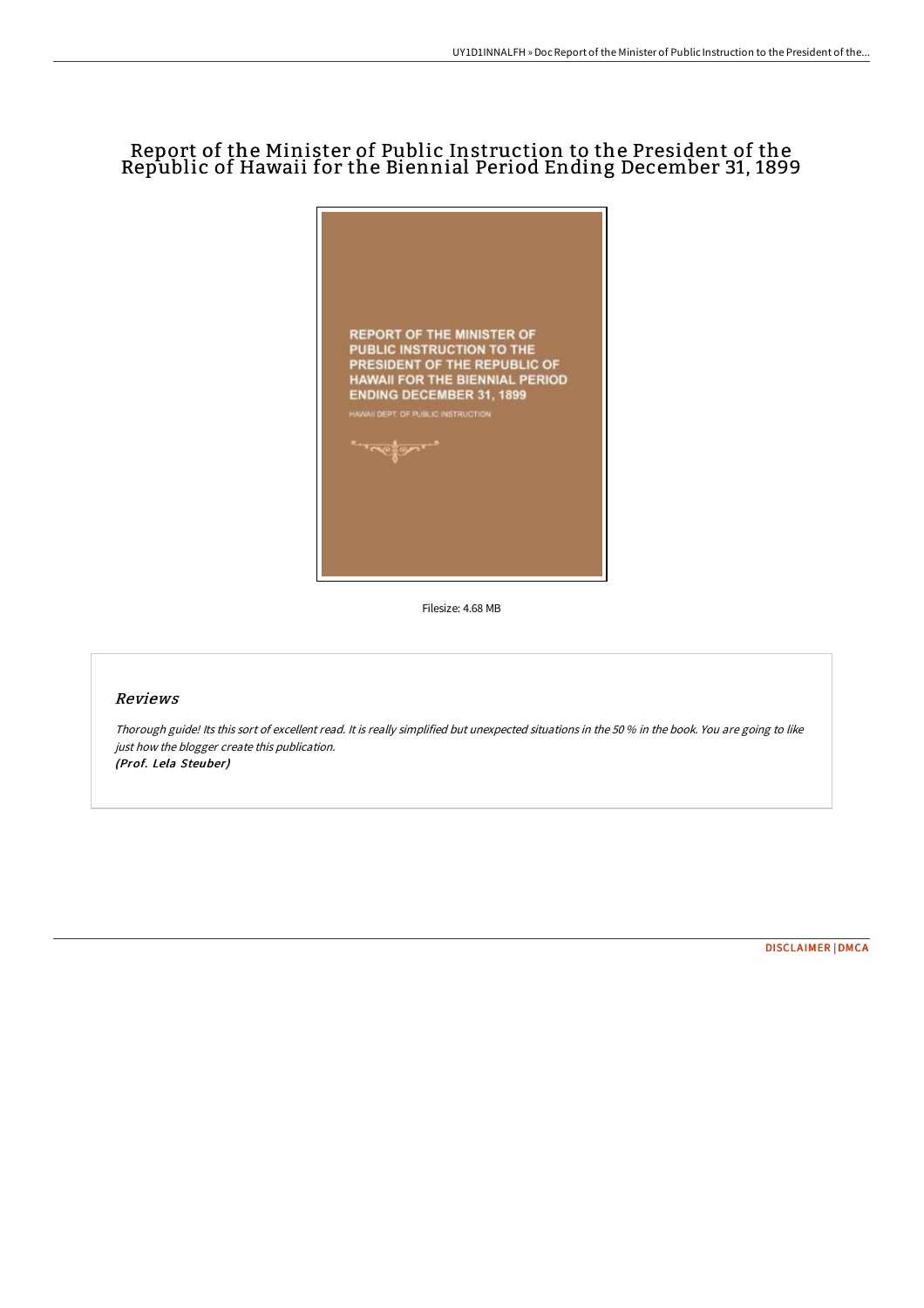# Report of the Minister of Public Instruction to the President of the Republic of Hawaii for the Biennial Period Ending December 31, 1899

REPORT OF THE MINISTER OF PUBLIC INSTRUCTION TO THE PRESIDENT OF THE REPUBLIC OF HAWAII FOR THE BIENNIAL PERIOD ENDING DECEMBER 31, 1899

HAWAII DEPT. OF PUBLIC INSTRUCTION

Filesize: 4.68 MB

## Reviews

*Thorough guide! Its this sort of excellent read. It is really simplified but unexpected situations in the 50 % in the book. You are going to like just how the blogger create this publication.*
***(Prof. Lela Steuber)***

DISCLAIMER | DMCA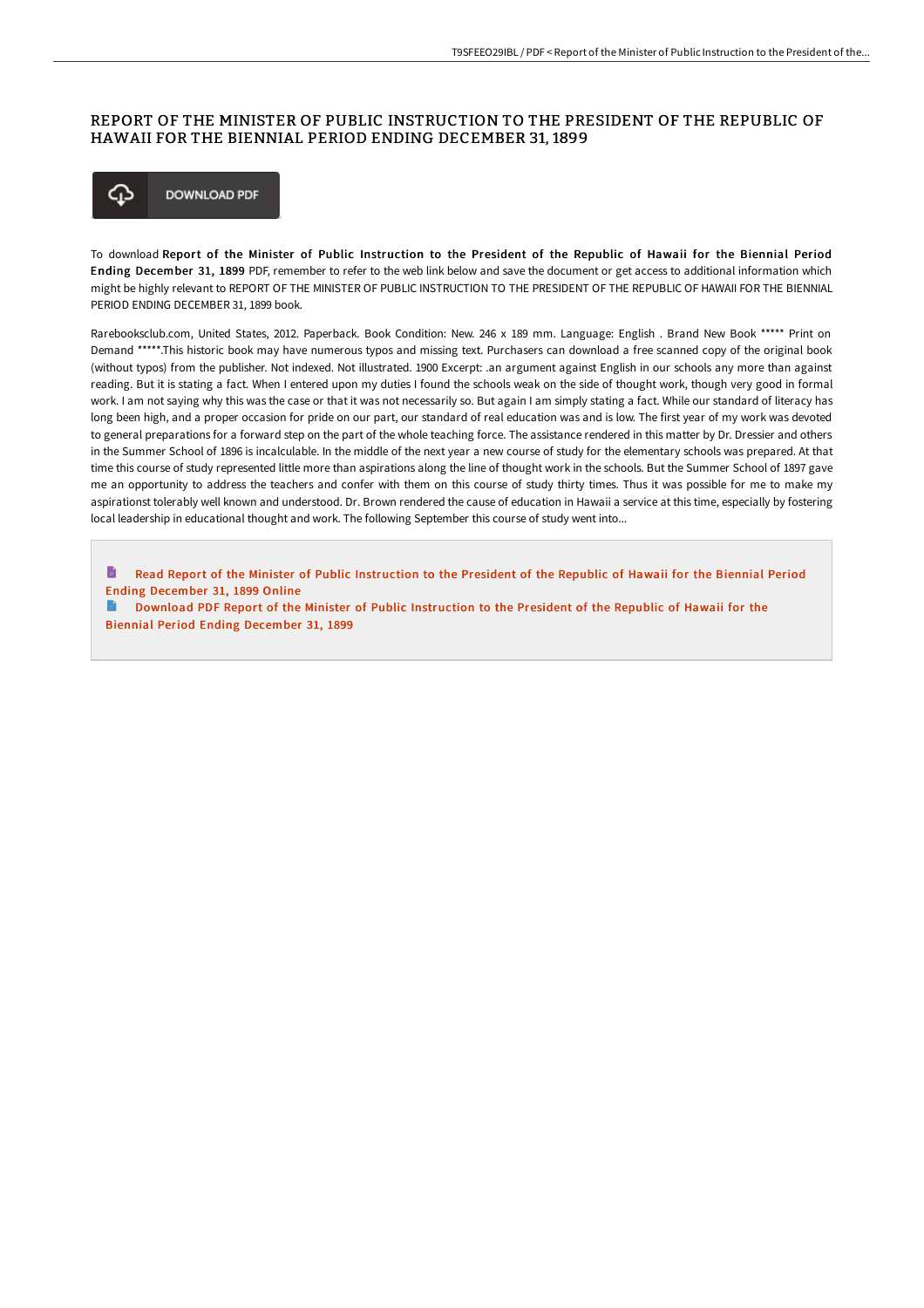# REPORT OF THE MINISTER OF PUBLIC INSTRUCTION TO THE PRESIDENT OF THE REPUBLIC OF HAWAII FOR THE BIENNIAL PERIOD ENDING DECEMBER 31, 1899

DOWNLOAD PDF

To download **Report of the Minister of Public Instruction to the President of the Republic of Hawaii for the Biennial Period Ending December 31, 1899** PDF, remember to refer to the web link below and save the document or get access to additional information which might be highly relevant to REPORT OF THE MINISTER OF PUBLIC INSTRUCTION TO THE PRESIDENT OF THE REPUBLIC OF HAWAII FOR THE BIENNIAL PERIOD ENDING DECEMBER 31, 1899 book.

Rarebooksclub.com, United States, 2012. Paperback. Book Condition: New. 246 x 189 mm. Language: English . Brand New Book ***** Print on Demand *****.This historic book may have numerous typos and missing text. Purchasers can download a free scanned copy of the original book (without typos) from the publisher. Not indexed. Not illustrated. 1900 Excerpt: .an argument against English in our schools any more than against reading. But it is stating a fact. When I entered upon my duties I found the schools weak on the side of thought work, though very good in formal work. I am not saying why this was the case or that it was not necessarily so. But again I am simply stating a fact. While our standard of literacy has long been high, and a proper occasion for pride on our part, our standard of real education was and is low. The first year of my work was devoted to general preparations for a forward step on the part of the whole teaching force. The assistance rendered in this matter by Dr. Dressier and others in the Summer School of 1896 is incalculable. In the middle of the next year a new course of study for the elementary schools was prepared. At that time this course of study represented little more than aspirations along the line of thought work in the schools. But the Summer School of 1897 gave me an opportunity to address the teachers and confer with them on this course of study thirty times. Thus it was possible for me to make my aspirationst tolerably well known and understood. Dr. Brown rendered the cause of education in Hawaii a service at this time, especially by fostering local leadership in educational thought and work. The following September this course of study went into...

Read Report of the Minister of Public Instruction to the President of the Republic of Hawaii for the Biennial Period Ending December 31, 1899 Online

Download PDF Report of the Minister of Public Instruction to the President of the Republic of Hawaii for the Biennial Period Ending December 31, 1899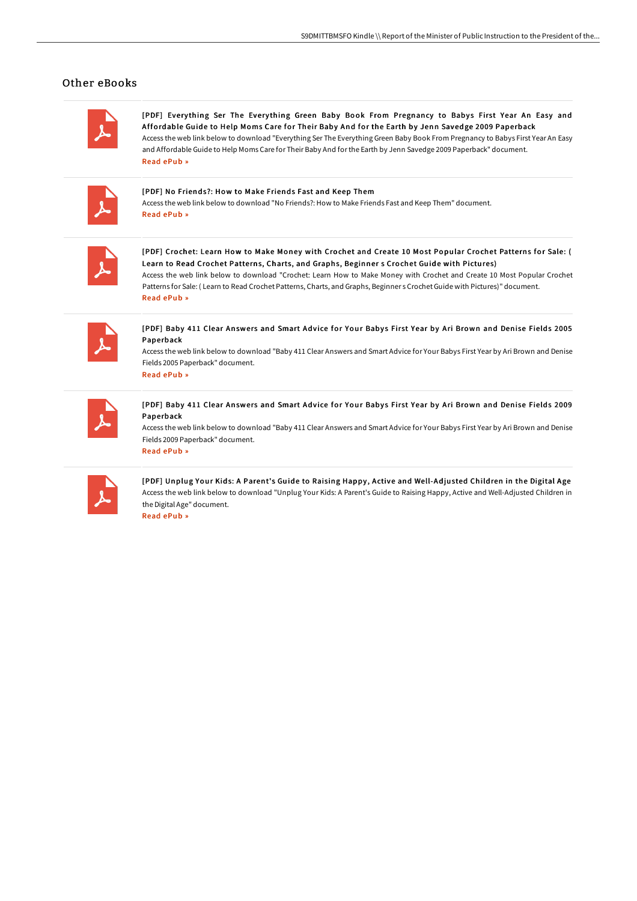## Other eBooks

**[PDF] Everything Ser The Everything Green Baby Book From Pregnancy to Babys First Year An Easy and Affordable Guide to Help Moms Care for Their Baby And for the Earth by Jenn Savedge 2009 Paperback**

Access the web link below to download "Everything Ser The Everything Green Baby Book From Pregnancy to Babys First Year An Easy and Affordable Guide to Help Moms Care for Their Baby And for the Earth by Jenn Savedge 2009 Paperback" document.

Read ePub »

**[PDF] No Friends?: How to Make Friends Fast and Keep Them**

Access the web link below to download "No Friends?: How to Make Friends Fast and Keep Them" document.

Read ePub »

**[PDF] Crochet: Learn How to Make Money with Crochet and Create 10 Most Popular Crochet Patterns for Sale: ( Learn to Read Crochet Patterns, Charts, and Graphs, Beginner s Crochet Guide with Pictures)**

Access the web link below to download "Crochet: Learn How to Make Money with Crochet and Create 10 Most Popular Crochet Patterns for Sale: ( Learn to Read Crochet Patterns, Charts, and Graphs, Beginner s Crochet Guide with Pictures)" document.

Read ePub »

**[PDF] Baby 411 Clear Answers and Smart Advice for Your Babys First Year by Ari Brown and Denise Fields 2005 Paperback**

Access the web link below to download "Baby 411 Clear Answers and Smart Advice for Your Babys First Year by Ari Brown and Denise Fields 2005 Paperback" document.

Read ePub »

**[PDF] Baby 411 Clear Answers and Smart Advice for Your Babys First Year by Ari Brown and Denise Fields 2009 Paperback**

Access the web link below to download "Baby 411 Clear Answers and Smart Advice for Your Babys First Year by Ari Brown and Denise Fields 2009 Paperback" document.

Read ePub »

**[PDF] Unplug Your Kids: A Parent's Guide to Raising Happy, Active and Well-Adjusted Children in the Digital Age**

Access the web link below to download "Unplug Your Kids: A Parent's Guide to Raising Happy, Active and Well-Adjusted Children in the Digital Age" document.

Read ePub »